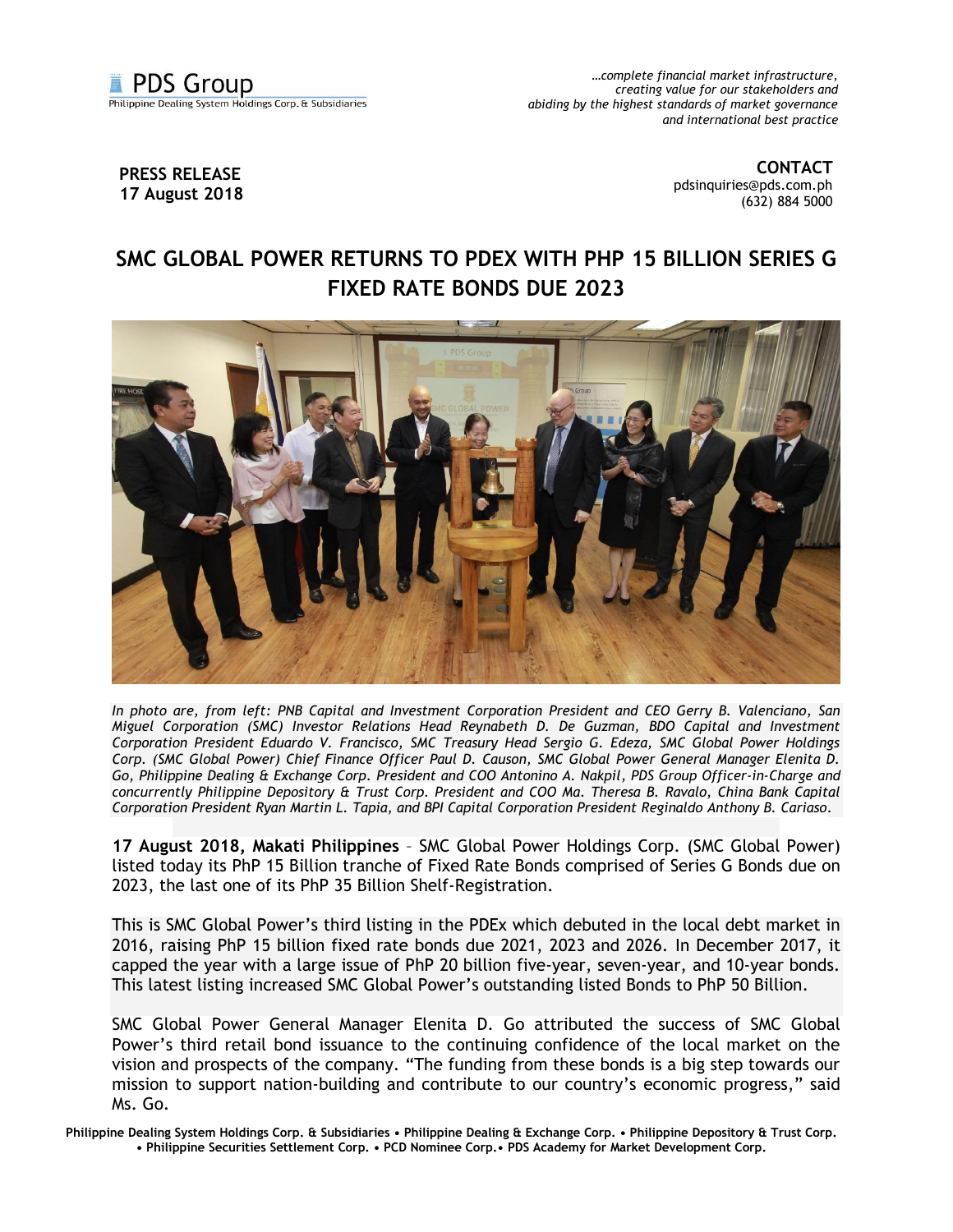PDS Group
Philippine Dealing System Holdings Corp. & Subsidiaries

*…complete financial market infrastructure, creating value for our stakeholders and abiding by the highest standards of market governance and international best practice*

**PRESS RELEASE**
**17 August 2018**

**CONTACT**
pdsinquiries@pds.com.ph
(632) 884 5000

# SMC GLOBAL POWER RETURNS TO PDEX WITH PHP 15 BILLION SERIES G FIXED RATE BONDS DUE 2023

*In photo are, from left: PNB Capital and Investment Corporation President and CEO Gerry B. Valenciano, San Miguel Corporation (SMC) Investor Relations Head Reynabeth D. De Guzman, BDO Capital and Investment Corporation President Eduardo V. Francisco, SMC Treasury Head Sergio G. Edeza, SMC Global Power Holdings Corp. (SMC Global Power) Chief Finance Officer Paul D. Causon, SMC Global Power General Manager Elenita D. Go, Philippine Dealing & Exchange Corp. President and COO Antonino A. Nakpil, PDS Group Officer-in-Charge and concurrently Philippine Depository & Trust Corp. President and COO Ma. Theresa B. Ravalo, China Bank Capital Corporation President Ryan Martin L. Tapia, and BPI Capital Corporation President Reginaldo Anthony B. Cariaso.*

**17 August 2018, Makati Philippines** – SMC Global Power Holdings Corp. (SMC Global Power) listed today its PhP 15 Billion tranche of Fixed Rate Bonds comprised of Series G Bonds due on 2023, the last one of its PhP 35 Billion Shelf-Registration.

This is SMC Global Power's third listing in the PDEx which debuted in the local debt market in 2016, raising PhP 15 billion fixed rate bonds due 2021, 2023 and 2026. In December 2017, it capped the year with a large issue of PhP 20 billion five-year, seven-year, and 10-year bonds. This latest listing increased SMC Global Power's outstanding listed Bonds to PhP 50 Billion.

SMC Global Power General Manager Elenita D. Go attributed the success of SMC Global Power's third retail bond issuance to the continuing confidence of the local market on the vision and prospects of the company. "The funding from these bonds is a big step towards our mission to support nation-building and contribute to our country's economic progress," said Ms. Go.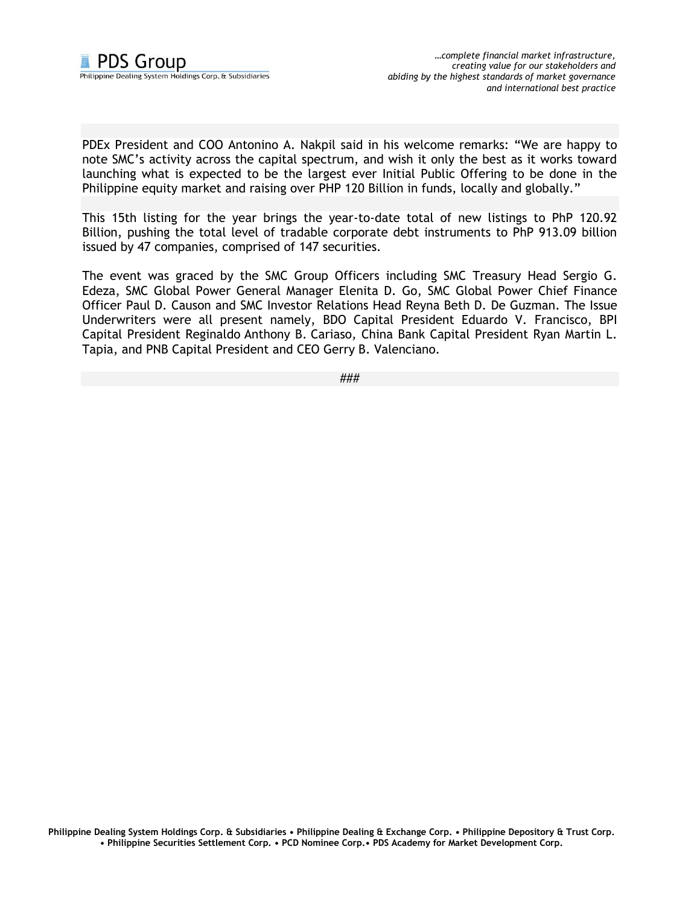PDEx President and COO Antonino A. Nakpil said in his welcome remarks: “We are happy to note SMC’s activity across the capital spectrum, and wish it only the best as it works toward launching what is expected to be the largest ever Initial Public Offering to be done in the Philippine equity market and raising over PHP 120 Billion in funds, locally and globally.”

This 15th listing for the year brings the year-to-date total of new listings to PhP 120.92 Billion, pushing the total level of tradable corporate debt instruments to PhP 913.09 billion issued by 47 companies, comprised of 147 securities.

The event was graced by the SMC Group Officers including SMC Treasury Head Sergio G. Edeza, SMC Global Power General Manager Elenita D. Go, SMC Global Power Chief Finance Officer Paul D. Causon and SMC Investor Relations Head Reyna Beth D. De Guzman. The Issue Underwriters were all present namely, BDO Capital President Eduardo V. Francisco, BPI Capital President Reginaldo Anthony B. Cariaso, China Bank Capital President Ryan Martin L. Tapia, and PNB Capital President and CEO Gerry B. Valenciano.

###